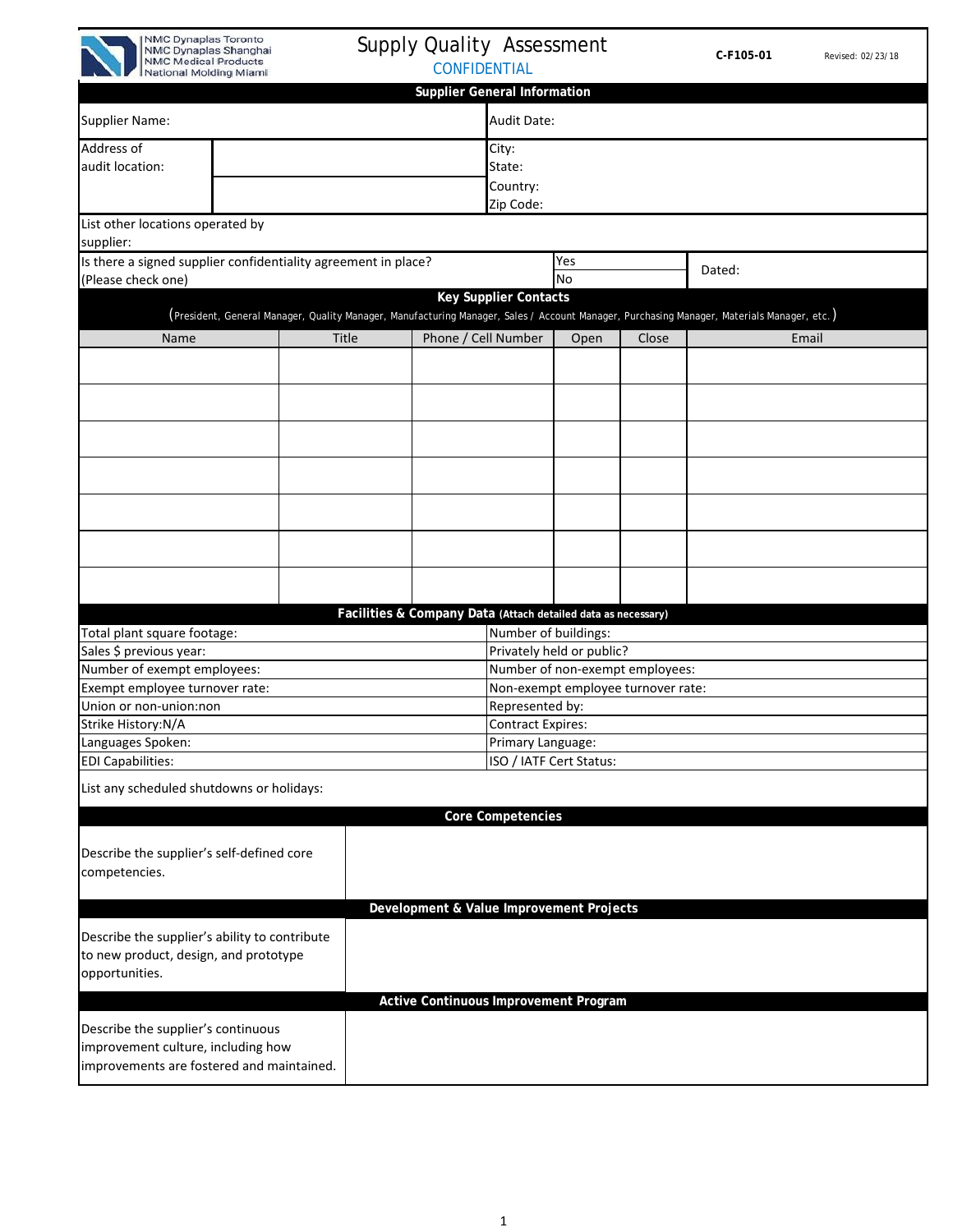NMC Dynaplas Toronto
NMC Dynaplas Shanghai
NMC Medical Products
National Molding Miami

# Supply Quality Assessment

CONFIDENTIAL

C-F105-01 Revised: 02/23/18

## Supplier General Information

| Supplier Name: | | Audit Date: | |
|---|---|---|---|
| Address of audit location: | | City:<br>State:<br>Country:<br>Zip Code: | |
| List other locations operated by supplier: | | | |
| Is there a signed supplier confidentiality agreement in place? (Please check one) | Yes<br>No | Dated: | |

## Key Supplier Contacts

(President, General Manager, Quality Manager, Manufacturing Manager, Sales / Account Manager, Purchasing Manager, Materials Manager, etc.)

| Name | Title | Phone / Cell Number | Open | Close | Email |
|---|---|---|---|---|---|
| | | | | | |
| | | | | | |
| | | | | | |
| | | | | | |
| | | | | | |
| | | | | | |
| | | | | | |

## Facilities & Company Data (Attach detailed data as necessary)

| | |
|---|---|
| Total plant square footage: | Number of buildings: |
| Sales $ previous year: | Privately held or public? |
| Number of exempt employees: | Number of non-exempt employees: |
| Exempt employee turnover rate: | Non-exempt employee turnover rate: |
| Union or non-union:non | Represented by: |
| Strike History:N/A | Contract Expires: |
| Languages Spoken: | Primary Language: |
| EDI Capabilities: | ISO / IATF Cert Status: |
| List any scheduled shutdowns or holidays: | |

## Core Competencies

| Describe the supplier's self-defined core competencies. | |
|---|---|

## Development & Value Improvement Projects

| Describe the supplier's ability to contribute to new product, design, and prototype opportunities. | |
|---|---|

## Active Continuous Improvement Program

| Describe the supplier's continuous improvement culture, including how improvements are fostered and maintained. | |
|---|---|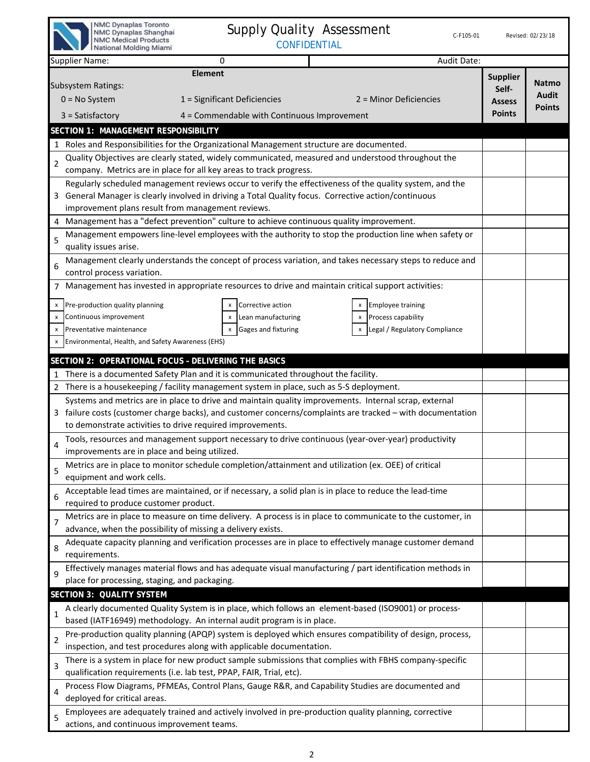NMC Dynaplas Toronto
NMC Dynaplas Shanghai
NMC Medical Products
National Molding Miami

# Supply Quality Assessment

CONFIDENTIAL

C-F105-01 Revised: 02/23/18

| Supplier Name: | 0 | Audit Date: | |
|---|---|---|---|

| Element | Supplier Self-Assess Points | Natmo Audit Points |
|---|---|---|
| Subsystem Ratings: 0 = No System; 1 = Significant Deficiencies; 2 = Minor Deficiencies; 3 = Satisfactory; 4 = Commendable with Continuous Improvement | | |
| **SECTION 1: MANAGEMENT RESPONSIBILITY** | | |
| 1 Roles and Responsibilities for the Organizational Management structure are documented. | | |
| 2 Quality Objectives are clearly stated, widely communicated, measured and understood throughout the company. Metrics are in place for all key areas to track progress. | | |
| 3 Regularly scheduled management reviews occur to verify the effectiveness of the quality system, and the General Manager is clearly involved in driving a Total Quality focus. Corrective action/continuous improvement plans result from management reviews. | | |
| 4 Management has a "defect prevention" culture to achieve continuous quality improvement. | | |
| 5 Management empowers line-level employees with the authority to stop the production line when safety or quality issues arise. | | |
| 6 Management clearly understands the concept of process variation, and takes necessary steps to reduce and control process variation. | | |
| 7 Management has invested in appropriate resources to drive and maintain critical support activities:<br>x Pre-production quality planning; x Corrective action; x Employee training<br>x Continuous improvement; x Lean manufacturing; x Process capability<br>x Preventative maintenance; x Gages and fixturing; x Legal / Regulatory Compliance<br>x Environmental, Health, and Safety Awareness (EHS) | | |
| **SECTION 2: OPERATIONAL FOCUS - DELIVERING THE BASICS** | | |
| 1 There is a documented Safety Plan and it is communicated throughout the facility. | | |
| 2 There is a housekeeping / facility management system in place, such as 5-S deployment. | | |
| 3 Systems and metrics are in place to drive and maintain quality improvements. Internal scrap, external failure costs (customer charge backs), and customer concerns/complaints are tracked – with documentation to demonstrate activities to drive required improvements. | | |
| 4 Tools, resources and management support necessary to drive continuous (year-over-year) productivity improvements are in place and being utilized. | | |
| 5 Metrics are in place to monitor schedule completion/attainment and utilization (ex. OEE) of critical equipment and work cells. | | |
| 6 Acceptable lead times are maintained, or if necessary, a solid plan is in place to reduce the lead-time required to produce customer product. | | |
| 7 Metrics are in place to measure on time delivery. A process is in place to communicate to the customer, in advance, when the possibility of missing a delivery exists. | | |
| 8 Adequate capacity planning and verification processes are in place to effectively manage customer demand requirements. | | |
| 9 Effectively manages material flows and has adequate visual manufacturing / part identification methods in place for processing, staging, and packaging. | | |
| **SECTION 3: QUALITY SYSTEM** | | |
| 1 A clearly documented Quality System is in place, which follows an element-based (ISO9001) or process-based (IATF16949) methodology. An internal audit program is in place. | | |
| 2 Pre-production quality planning (APQP) system is deployed which ensures compatibility of design, process, inspection, and test procedures along with applicable documentation. | | |
| 3 There is a system in place for new product sample submissions that complies with FBHS company-specific qualification requirements (i.e. lab test, PPAP, FAIR, Trial, etc). | | |
| 4 Process Flow Diagrams, PFMEAs, Control Plans, Gauge R&R, and Capability Studies are documented and deployed for critical areas. | | |
| 5 Employees are adequately trained and actively involved in pre-production quality planning, corrective actions, and continuous improvement teams. | | |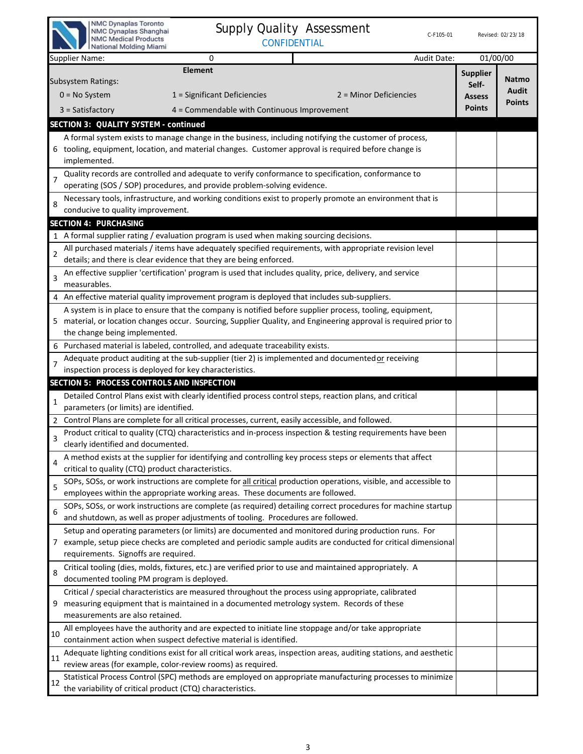NMC Dynaplas Toronto
NMC Dynaplas Shanghai
NMC Medical Products
National Molding Miami

# Supply Quality Assessment

CONFIDENTIAL

C-F105-01 Revised: 02/23/18

| Supplier Name: | 0 | Audit Date: | 01/00/00 |
|---|---|---|---|

**Element**

Subsystem Ratings:

0 = No System | 1 = Significant Deficiencies | 2 = Minor Deficiencies
3 = Satisfactory | 4 = Commendable with Continuous Improvement

| # | Element | Supplier Self-Assess Points | Natmo Audit Points |
|---|---|---|---|
| **SECTION 3: QUALITY SYSTEM - continued** | | | |
| 6 | A formal system exists to manage change in the business, including notifying the customer of process, tooling, equipment, location, and material changes. Customer approval is required before change is implemented. | | |
| 7 | Quality records are controlled and adequate to verify conformance to specification, conformance to operating (SOS / SOP) procedures, and provide problem-solving evidence. | | |
| 8 | Necessary tools, infrastructure, and working conditions exist to properly promote an environment that is conducive to quality improvement. | | |
| **SECTION 4: PURCHASING** | | | |
| 1 | A formal supplier rating / evaluation program is used when making sourcing decisions. | | |
| 2 | All purchased materials / items have adequately specified requirements, with appropriate revision level details; and there is clear evidence that they are being enforced. | | |
| 3 | An effective supplier 'certification' program is used that includes quality, price, delivery, and service measurables. | | |
| 4 | An effective material quality improvement program is deployed that includes sub-suppliers. | | |
| 5 | A system is in place to ensure that the company is notified before supplier process, tooling, equipment, material, or location changes occur. Sourcing, Supplier Quality, and Engineering approval is required prior to the change being implemented. | | |
| 6 | Purchased material is labeled, controlled, and adequate traceability exists. | | |
| 7 | Adequate product auditing at the sub-supplier (tier 2) is implemented and documented or receiving inspection process is deployed for key characteristics. | | |
| **SECTION 5: PROCESS CONTROLS AND INSPECTION** | | | |
| 1 | Detailed Control Plans exist with clearly identified process control steps, reaction plans, and critical parameters (or limits) are identified. | | |
| 2 | Control Plans are complete for all critical processes, current, easily accessible, and followed. | | |
| 3 | Product critical to quality (CTQ) characteristics and in-process inspection & testing requirements have been clearly identified and documented. | | |
| 4 | A method exists at the supplier for identifying and controlling key process steps or elements that affect critical to quality (CTQ) product characteristics. | | |
| 5 | SOPs, SOSs, or work instructions are complete for all critical production operations, visible, and accessible to employees within the appropriate working areas. These documents are followed. | | |
| 6 | SOPs, SOSs, or work instructions are complete (as required) detailing correct procedures for machine startup and shutdown, as well as proper adjustments of tooling. Procedures are followed. | | |
| 7 | Setup and operating parameters (or limits) are documented and monitored during production runs. For example, setup piece checks are completed and periodic sample audits are conducted for critical dimensional requirements. Signoffs are required. | | |
| 8 | Critical tooling (dies, molds, fixtures, etc.) are verified prior to use and maintained appropriately. A documented tooling PM program is deployed. | | |
| 9 | Critical / special characteristics are measured throughout the process using appropriate, calibrated measuring equipment that is maintained in a documented metrology system. Records of these measurements are also retained. | | |
| 10 | All employees have the authority and are expected to initiate line stoppage and/or take appropriate containment action when suspect defective material is identified. | | |
| 11 | Adequate lighting conditions exist for all critical work areas, inspection areas, auditing stations, and aesthetic review areas (for example, color-review rooms) as required. | | |
| 12 | Statistical Process Control (SPC) methods are employed on appropriate manufacturing processes to minimize the variability of critical product (CTQ) characteristics. | | |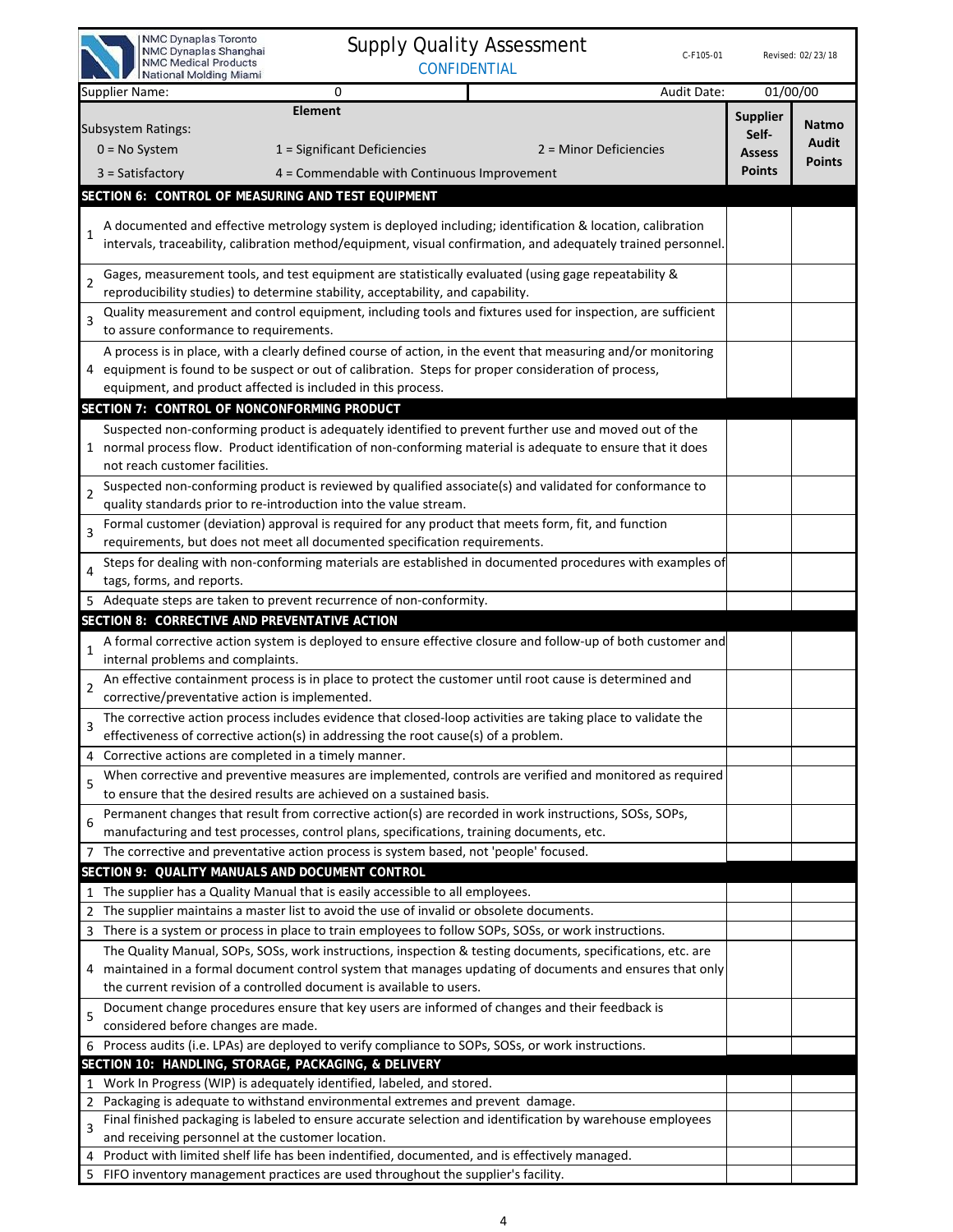NMC Dynaplas Toronto
NMC Dynaplas Shanghai
NMC Medical Products
National Molding Miami

# Supply Quality Assessment

CONFIDENTIAL

C-F105-01 Revised: 02/23/18

| Supplier Name: | 0 | Audit Date: | 01/00/00 |
|---|---|---|---|

| Element | Supplier Self-Assess Points | Natmo Audit Points |
|---|---|---|
| Subsystem Ratings:<br>0 = No System 1 = Significant Deficiencies 2 = Minor Deficiencies<br>3 = Satisfactory 4 = Commendable with Continuous Improvement | | |
| **SECTION 6: CONTROL OF MEASURING AND TEST EQUIPMENT** | | |
| 1 A documented and effective metrology system is deployed including; identification & location, calibration intervals, traceability, calibration method/equipment, visual confirmation, and adequately trained personnel. | | |
| 2 Gages, measurement tools, and test equipment are statistically evaluated (using gage repeatability & reproducibility studies) to determine stability, acceptability, and capability. | | |
| 3 Quality measurement and control equipment, including tools and fixtures used for inspection, are sufficient to assure conformance to requirements. | | |
| 4 A process is in place, with a clearly defined course of action, in the event that measuring and/or monitoring equipment is found to be suspect or out of calibration. Steps for proper consideration of process, equipment, and product affected is included in this process. | | |
| **SECTION 7: CONTROL OF NONCONFORMING PRODUCT** | | |
| 1 Suspected non-conforming product is adequately identified to prevent further use and moved out of the normal process flow. Product identification of non-conforming material is adequate to ensure that it does not reach customer facilities. | | |
| 2 Suspected non-conforming product is reviewed by qualified associate(s) and validated for conformance to quality standards prior to re-introduction into the value stream. | | |
| 3 Formal customer (deviation) approval is required for any product that meets form, fit, and function requirements, but does not meet all documented specification requirements. | | |
| 4 Steps for dealing with non-conforming materials are established in documented procedures with examples of tags, forms, and reports. | | |
| 5 Adequate steps are taken to prevent recurrence of non-conformity. | | |
| **SECTION 8: CORRECTIVE AND PREVENTATIVE ACTION** | | |
| 1 A formal corrective action system is deployed to ensure effective closure and follow-up of both customer and internal problems and complaints. | | |
| 2 An effective containment process is in place to protect the customer until root cause is determined and corrective/preventative action is implemented. | | |
| 3 The corrective action process includes evidence that closed-loop activities are taking place to validate the effectiveness of corrective action(s) in addressing the root cause(s) of a problem. | | |
| 4 Corrective actions are completed in a timely manner. | | |
| 5 When corrective and preventive measures are implemented, controls are verified and monitored as required to ensure that the desired results are achieved on a sustained basis. | | |
| 6 Permanent changes that result from corrective action(s) are recorded in work instructions, SOSs, SOPs, manufacturing and test processes, control plans, specifications, training documents, etc. | | |
| 7 The corrective and preventative action process is system based, not 'people' focused. | | |
| **SECTION 9: QUALITY MANUALS AND DOCUMENT CONTROL** | | |
| 1 The supplier has a Quality Manual that is easily accessible to all employees. | | |
| 2 The supplier maintains a master list to avoid the use of invalid or obsolete documents. | | |
| 3 There is a system or process in place to train employees to follow SOPs, SOSs, or work instructions. | | |
| 4 The Quality Manual, SOPs, SOSs, work instructions, inspection & testing documents, specifications, etc. are maintained in a formal document control system that manages updating of documents and ensures that only the current revision of a controlled document is available to users. | | |
| 5 Document change procedures ensure that key users are informed of changes and their feedback is considered before changes are made. | | |
| 6 Process audits (i.e. LPAs) are deployed to verify compliance to SOPs, SOSs, or work instructions. | | |
| **SECTION 10: HANDLING, STORAGE, PACKAGING, & DELIVERY** | | |
| 1 Work In Progress (WIP) is adequately identified, labeled, and stored. | | |
| 2 Packaging is adequate to withstand environmental extremes and prevent damage. | | |
| 3 Final finished packaging is labeled to ensure accurate selection and identification by warehouse employees and receiving personnel at the customer location. | | |
| 4 Product with limited shelf life has been indentified, documented, and is effectively managed. | | |
| 5 FIFO inventory management practices are used throughout the supplier's facility. | | |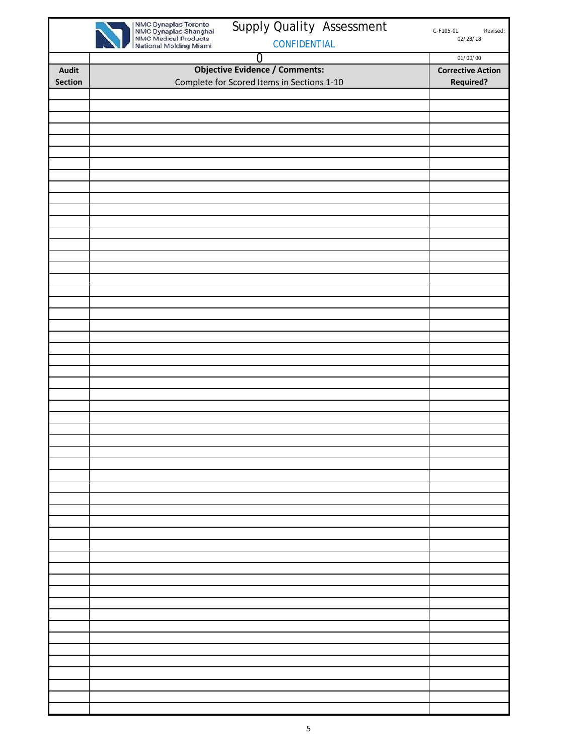NMC Dynaplas Toronto
NMC Dynaplas Shanghai
NMC Medical Products
National Molding Miami

# Supply Quality Assessment

CONFIDENTIAL

C-F105-01 Revised: 02/23/18

| | 0 | 01/00/00 |
|---|---|---|
| **Audit Section** | **Objective Evidence / Comments:** Complete for Scored Items in Sections 1-10 | **Corrective Action Required?** |
| | | |
| | | |
| | | |
| | | |
| | | |
| | | |
| | | |
| | | |
| | | |
| | | |
| | | |
| | | |
| | | |
| | | |
| | | |
| | | |
| | | |
| | | |
| | | |
| | | |
| | | |
| | | |
| | | |
| | | |
| | | |
| | | |
| | | |
| | | |
| | | |
| | | |
| | | |
| | | |
| | | |
| | | |
| | | |
| | | |
| | | |
| | | |
| | | |
| | | |
| | | |
| | | |
| | | |
| | | |
| | | |
| | | |
| | | |
| | | |
| | | |
| | | |
| | | |
| | | |
| | | |
| | | |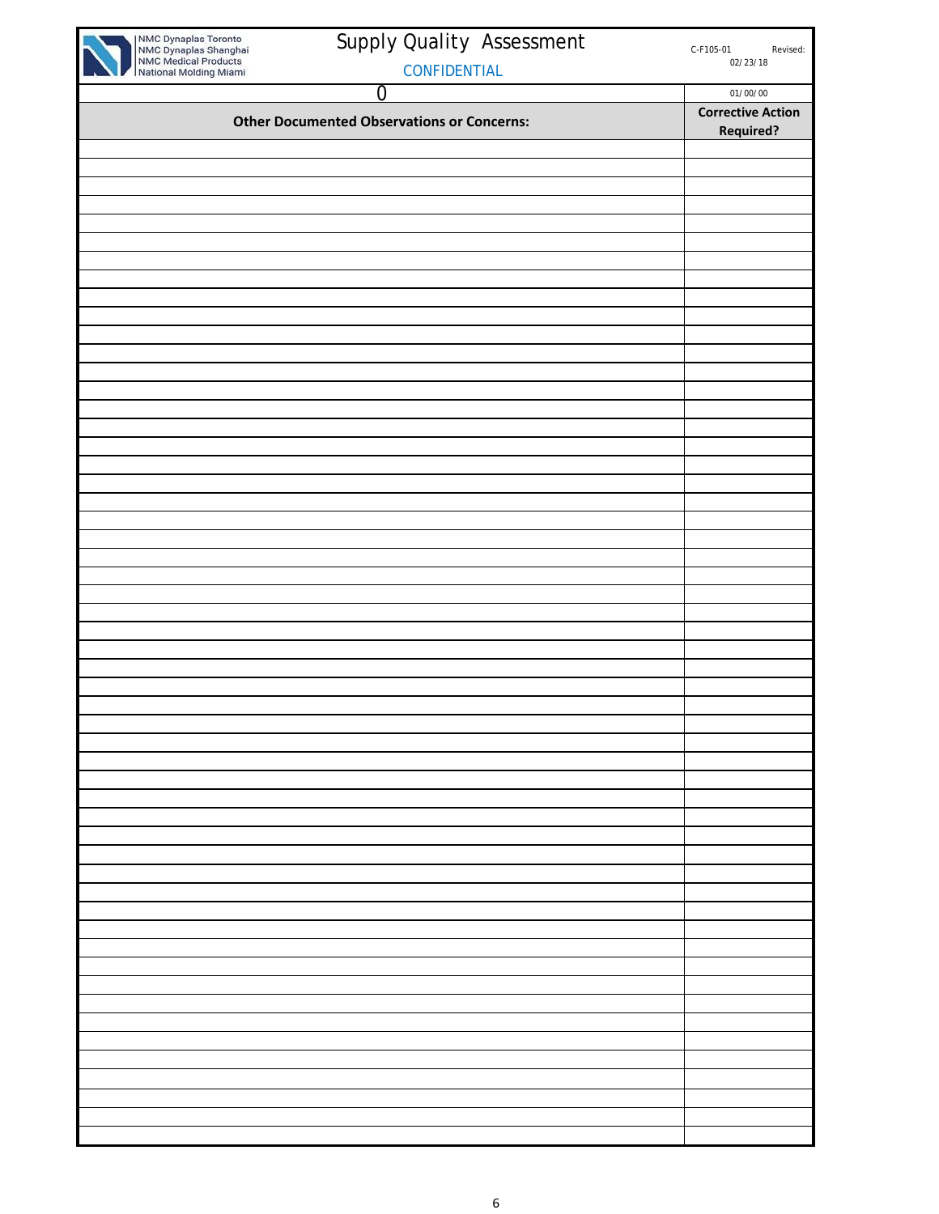NMC Dynaplas Toronto
NMC Dynaplas Shanghai
NMC Medical Products
National Molding Miami

# Supply Quality Assessment

CONFIDENTIAL

C-F105-01 Revised: 02/23/18

| 0 | 01/00/00 |
|---|---|
| **Other Documented Observations or Concerns:** | **Corrective Action Required?** |
| | |
| | |
| | |
| | |
| | |
| | |
| | |
| | |
| | |
| | |
| | |
| | |
| | |
| | |
| | |
| | |
| | |
| | |
| | |
| | |
| | |
| | |
| | |
| | |
| | |
| | |
| | |
| | |
| | |
| | |
| | |
| | |
| | |
| | |
| | |
| | |
| | |
| | |
| | |
| | |
| | |
| | |
| | |
| | |
| | |
| | |
| | |
| | |
| | |
| | |
| | |
| | |
| | |
| | |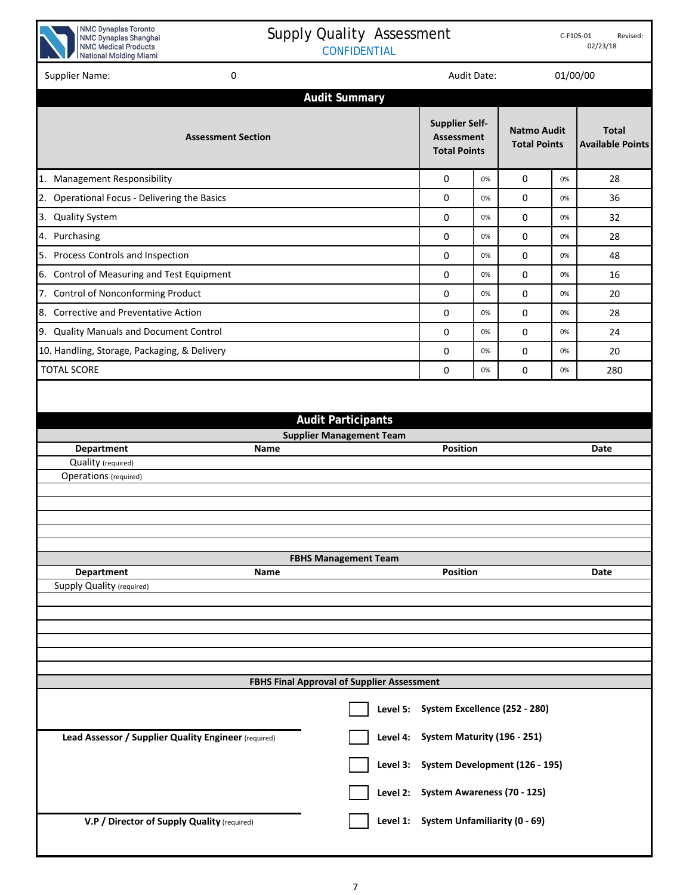NMC Dynaplas Toronto
NMC Dynaplas Shanghai
NMC Medical Products
National Molding Miami

# Supply Quality Assessment

CONFIDENTIAL

C-F105-01 Revised: 02/23/18

Supplier Name: 0 Audit Date: 01/00/00

## Audit Summary

| Assessment Section | Supplier Self-Assessment Total Points | | Natmo Audit Total Points | | Total Available Points |
|---|---|---|---|---|---|
| 1. Management Responsibility | 0 | 0% | 0 | 0% | 28 |
| 2. Operational Focus - Delivering the Basics | 0 | 0% | 0 | 0% | 36 |
| 3. Quality System | 0 | 0% | 0 | 0% | 32 |
| 4. Purchasing | 0 | 0% | 0 | 0% | 28 |
| 5. Process Controls and Inspection | 0 | 0% | 0 | 0% | 48 |
| 6. Control of Measuring and Test Equipment | 0 | 0% | 0 | 0% | 16 |
| 7. Control of Nonconforming Product | 0 | 0% | 0 | 0% | 20 |
| 8. Corrective and Preventative Action | 0 | 0% | 0 | 0% | 28 |
| 9. Quality Manuals and Document Control | 0 | 0% | 0 | 0% | 24 |
| 10. Handling, Storage, Packaging, & Delivery | 0 | 0% | 0 | 0% | 20 |
| TOTAL SCORE | 0 | 0% | 0 | 0% | 280 |

## Audit Participants

### Supplier Management Team

| Department | Name | Position | Date |
|---|---|---|---|
| Quality (required) | | | |
| Operations (required) | | | |
| | | | |
| | | | |
| | | | |
| | | | |
| | | | |

### FBHS Management Team

| Department | Name | Position | Date |
|---|---|---|---|
| Supply Quality (required) | | | |
| | | | |
| | | | |
| | | | |
| | | | |
| | | | |
| | | | |

### FBHS Final Approval of Supplier Assessment

☐ **Level 5: System Excellence (252 - 280)**

☐ **Level 4: System Maturity (196 - 251)**

☐ **Level 3: System Development (126 - 195)**

☐ **Level 2: System Awareness (70 - 125)**

☐ **Level 1: System Unfamiliarity (0 - 69)**

**Lead Assessor / Supplier Quality Engineer** (required)

**V.P / Director of Supply Quality** (required)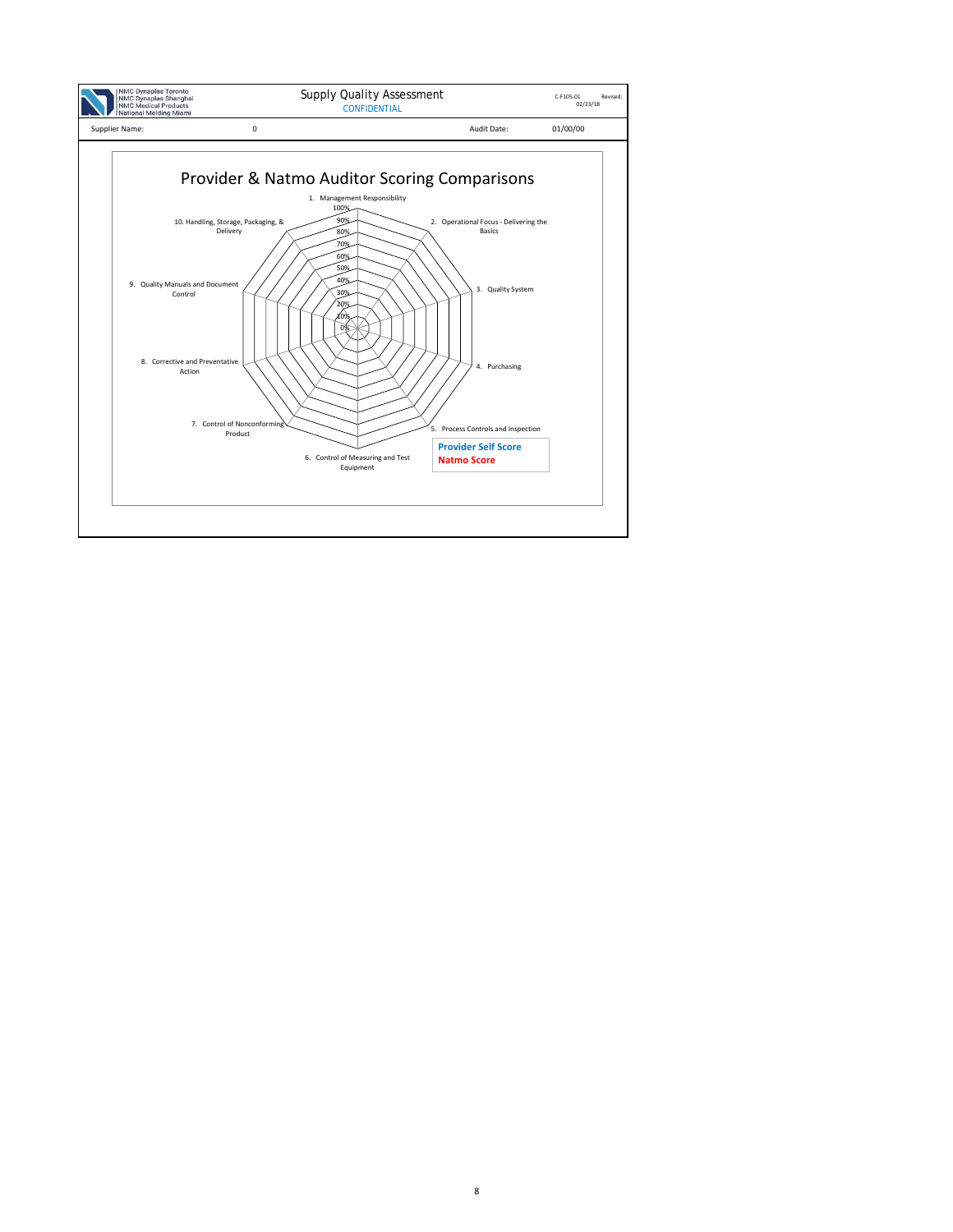NMC Dynaplas Toronto
NMC Dynaplas Shanghai
NMC Medical Products
National Molding Miami

# Supply Quality Assessment

CONFIDENTIAL

C-F105-01 Revised: 02/23/18

| | | | |
|---|---|---|---|
| Supplier Name: | 0 | Audit Date: | 01/00/00 |

## Provider & Natmo Auditor Scoring Comparisons

1. Management Responsibility
2. Operational Focus - Delivering the Basics
3. Quality System
4. Purchasing
5. Process Controls and Inspection
6. Control of Measuring and Test Equipment
7. Control of Nonconforming Product
8. Corrective and Preventative Action
9. Quality Manuals and Document Control
10. Handling, Storage, Packaging, & Delivery

100%
90%
80%
70%
60%
50%
40%
30%
20%
10%
0%

**Provider Self Score**
**Natmo Score**